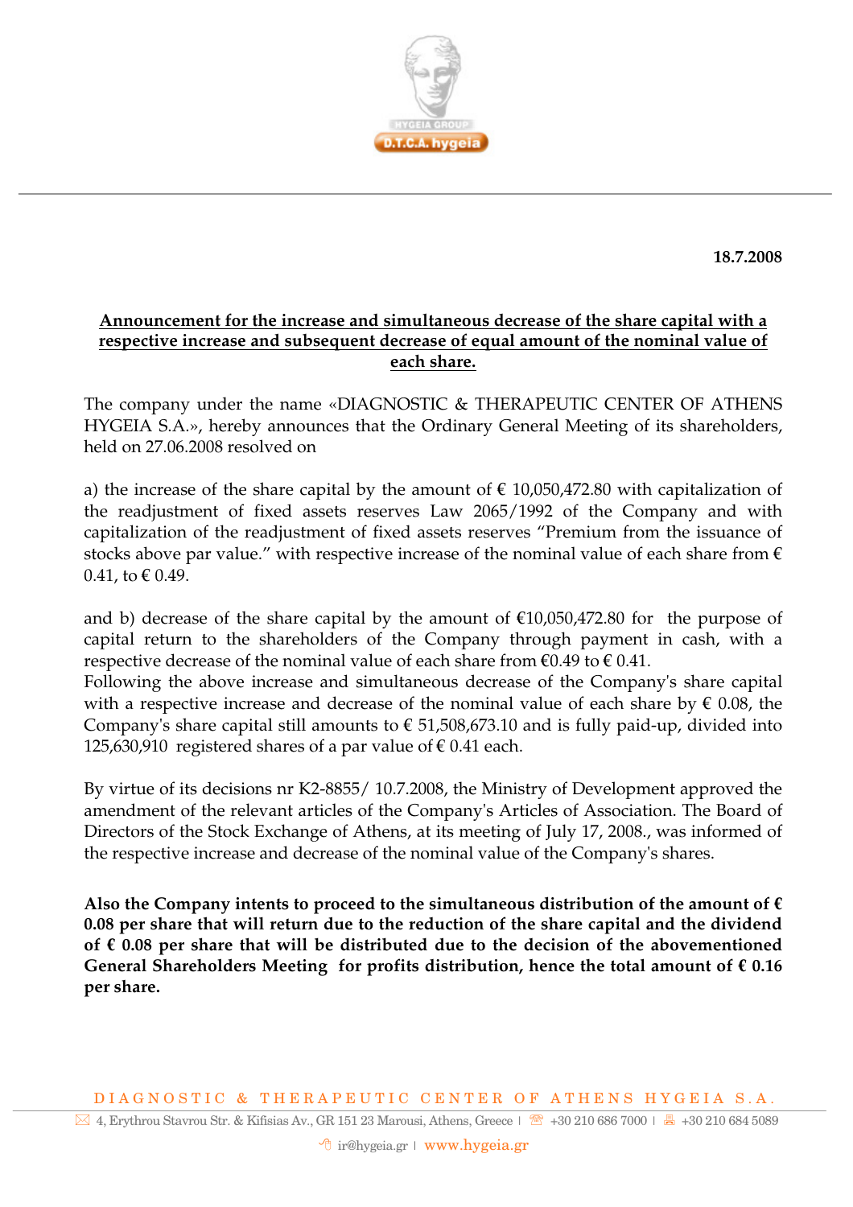**18.7.2008**

**Announcement for the increase and simultaneous decrease of the share capital with a respective increase and subsequent decrease of equal amount of the nominal value of each share.**

The company under the name «DIAGNOSTIC & THERAPEUTIC CENTER OF ATHENS HYGEIA S.A.», hereby announces that the Ordinary General Meeting of its shareholders, held on 27.06.2008 resolved on

a) the increase of the share capital by the amount of € 10,050,472.80 with capitalization of the readjustment of fixed assets reserves Law 2065/1992 of the Company and with capitalization of the readjustment of fixed assets reserves "Premium from the issuance of stocks above par value." with respective increase of the nominal value of each share from € 0.41, to € 0.49.

and b) decrease of the share capital by the amount of €10,050,472.80 for the purpose of capital return to the shareholders of the Company through payment in cash, with a respective decrease of the nominal value of each share from €0.49 to € 0.41.
Following the above increase and simultaneous decrease of the Company's share capital with a respective increase and decrease of the nominal value of each share by € 0.08, the Company's share capital still amounts to € 51,508,673.10 and is fully paid-up, divided into 125,630,910 registered shares of a par value of € 0.41 each.

By virtue of its decisions nr K2-8855/ 10.7.2008, the Ministry of Development approved the amendment of the relevant articles of the Company's Articles of Association. The Board of Directors of the Stock Exchange of Athens, at its meeting of July 17, 2008., was informed of the respective increase and decrease of the nominal value of the Company's shares.

**Also the Company intents to proceed to the simultaneous distribution of the amount of € 0.08 per share that will return due to the reduction of the share capital and the dividend of € 0.08 per share that will be distributed due to the decision of the abovementioned General Shareholders Meeting for profits distribution, hence the total amount of € 0.16 per share.**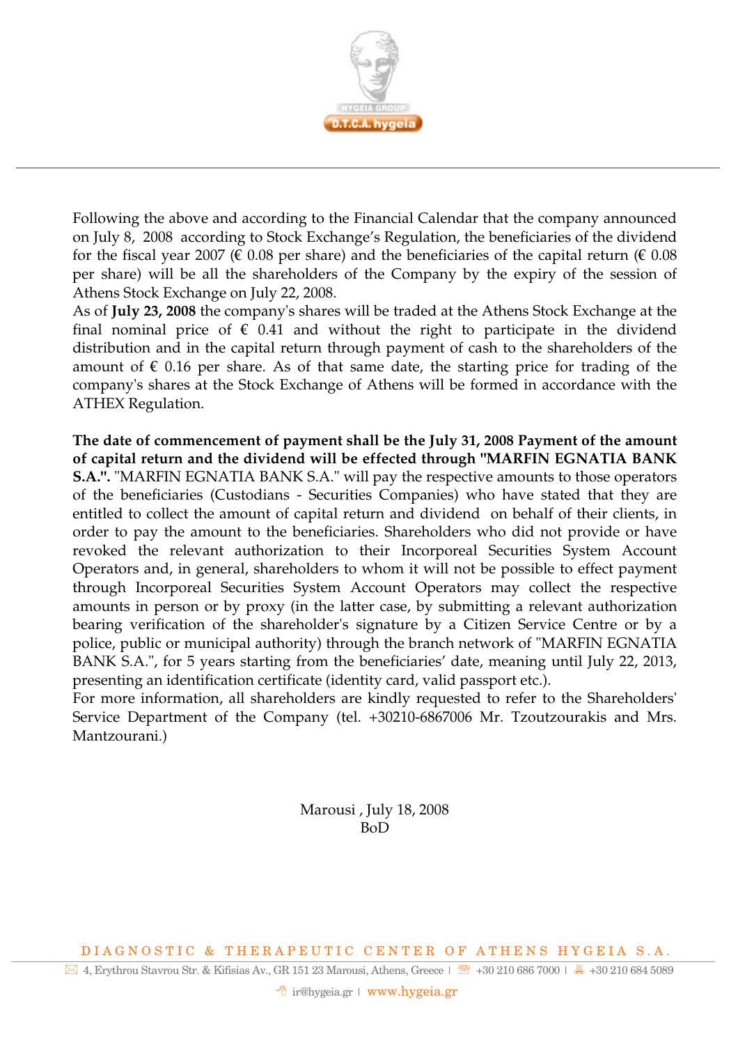Following the above and according to the Financial Calendar that the company announced on July 8, 2008 according to Stock Exchange's Regulation, the beneficiaries of the dividend for the fiscal year 2007 (€ 0.08 per share) and the beneficiaries of the capital return (€ 0.08 per share) will be all the shareholders of the Company by the expiry of the session of Athens Stock Exchange on July 22, 2008.

As of **July 23, 2008** the company's shares will be traded at the Athens Stock Exchange at the final nominal price of € 0.41 and without the right to participate in the dividend distribution and in the capital return through payment of cash to the shareholders of the amount of € 0.16 per share. As of that same date, the starting price for trading of the company's shares at the Stock Exchange of Athens will be formed in accordance with the ATHEX Regulation.

**The date of commencement of payment shall be the July 31, 2008 Payment of the amount of capital return and the dividend will be effected through "MARFIN EGNATIA BANK S.A.".** "MARFIN EGNATIA BANK S.A." will pay the respective amounts to those operators of the beneficiaries (Custodians - Securities Companies) who have stated that they are entitled to collect the amount of capital return and dividend on behalf of their clients, in order to pay the amount to the beneficiaries. Shareholders who did not provide or have revoked the relevant authorization to their Incorporeal Securities System Account Operators and, in general, shareholders to whom it will not be possible to effect payment through Incorporeal Securities System Account Operators may collect the respective amounts in person or by proxy (in the latter case, by submitting a relevant authorization bearing verification of the shareholder's signature by a Citizen Service Centre or by a police, public or municipal authority) through the branch network of "MARFIN EGNATIA BANK S.A.", for 5 years starting from the beneficiaries' date, meaning until July 22, 2013, presenting an identification certificate (identity card, valid passport etc.).

For more information, all shareholders are kindly requested to refer to the Shareholders' Service Department of the Company (tel. +30210-6867006 Mr. Tzoutzourakis and Mrs. Mantzourani.)

Marousi , July 18, 2008

BoD